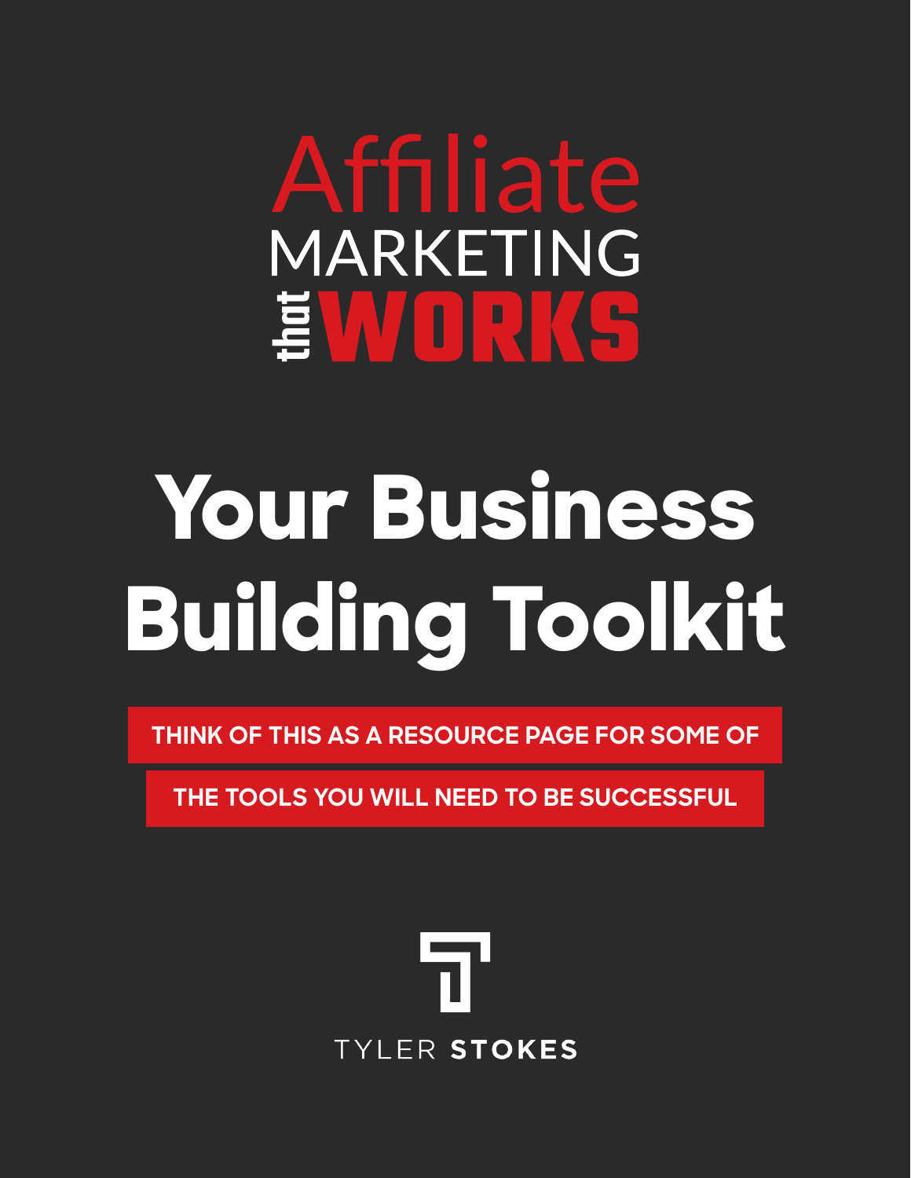# Affiliate MARKETING that WORKS

# Your Business Building Toolkit

**THINK OF THIS AS A RESOURCE PAGE FOR SOME OF THE TOOLS YOU WILL NEED TO BE SUCCESSFUL**

TYLER **STOKES**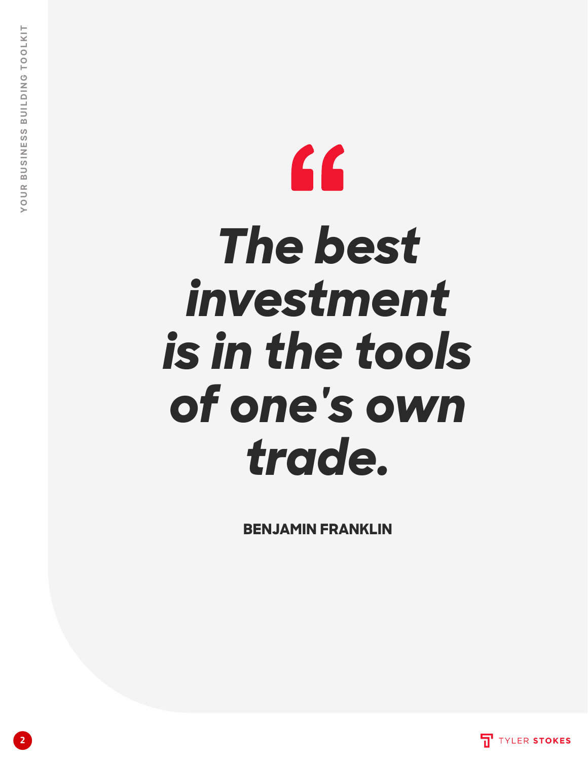> *The best investment is in the tools of one's own trade.*
>
> **BENJAMIN FRANKLIN**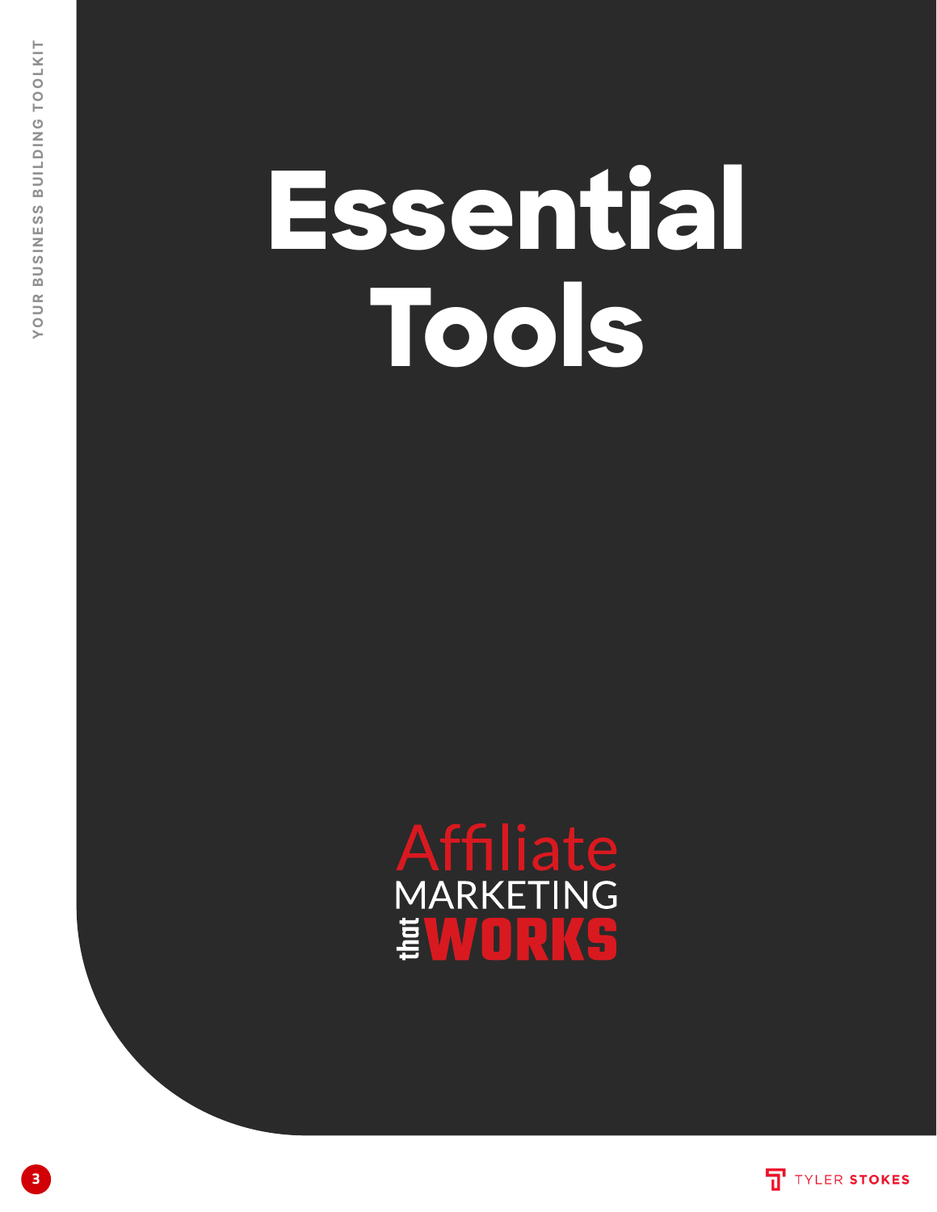# Essential Tools

Affiliate MARKETING that WORKS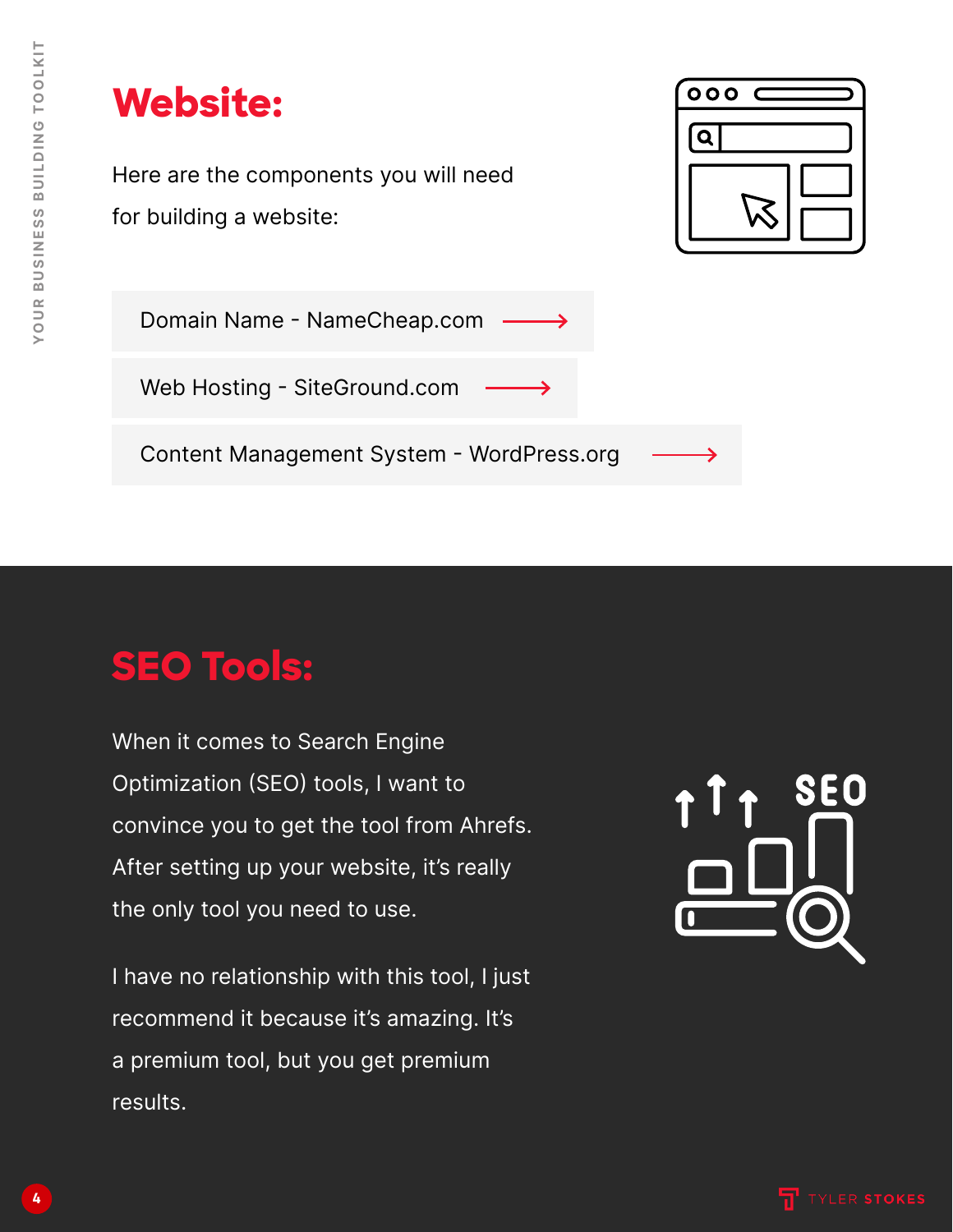# Website:

Here are the components you will need for building a website:

- Domain Name - NameCheap.com
- Web Hosting - SiteGround.com
- Content Management System - WordPress.org

# SEO Tools:

When it comes to Search Engine Optimization (SEO) tools, I want to convince you to get the tool from Ahrefs. After setting up your website, it's really the only tool you need to use.

I have no relationship with this tool, I just recommend it because it's amazing. It's a premium tool, but you get premium results.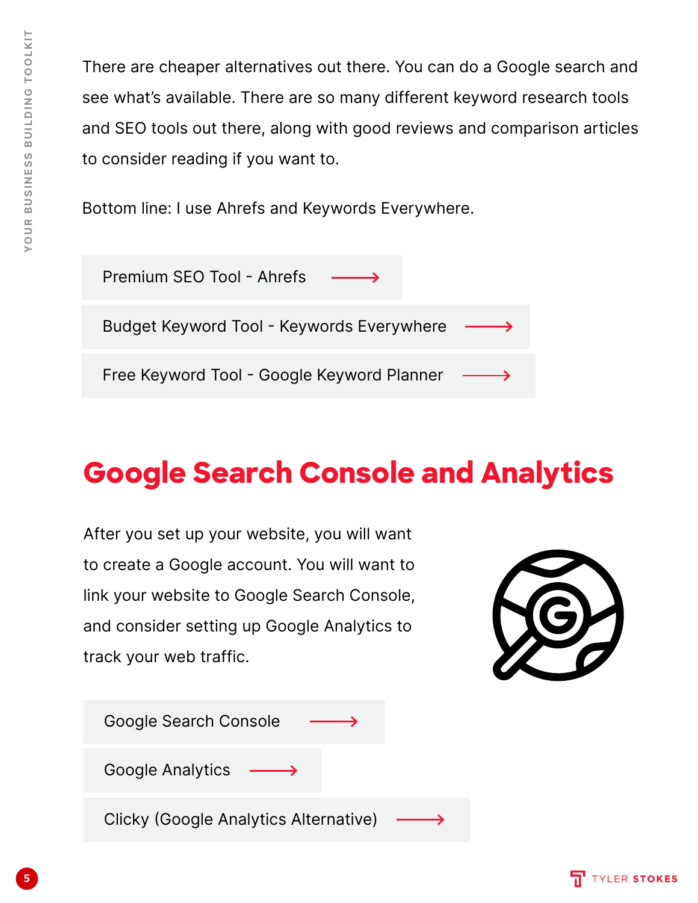There are cheaper alternatives out there. You can do a Google search and see what's available. There are so many different keyword research tools and SEO tools out there, along with good reviews and comparison articles to consider reading if you want to.

Bottom line: I use Ahrefs and Keywords Everywhere.

- Premium SEO Tool - Ahrefs →
- Budget Keyword Tool - Keywords Everywhere →
- Free Keyword Tool - Google Keyword Planner →

## Google Search Console and Analytics

After you set up your website, you will want to create a Google account. You will want to link your website to Google Search Console, and consider setting up Google Analytics to track your web traffic.

- Google Search Console →
- Google Analytics →
- Clicky (Google Analytics Alternative) →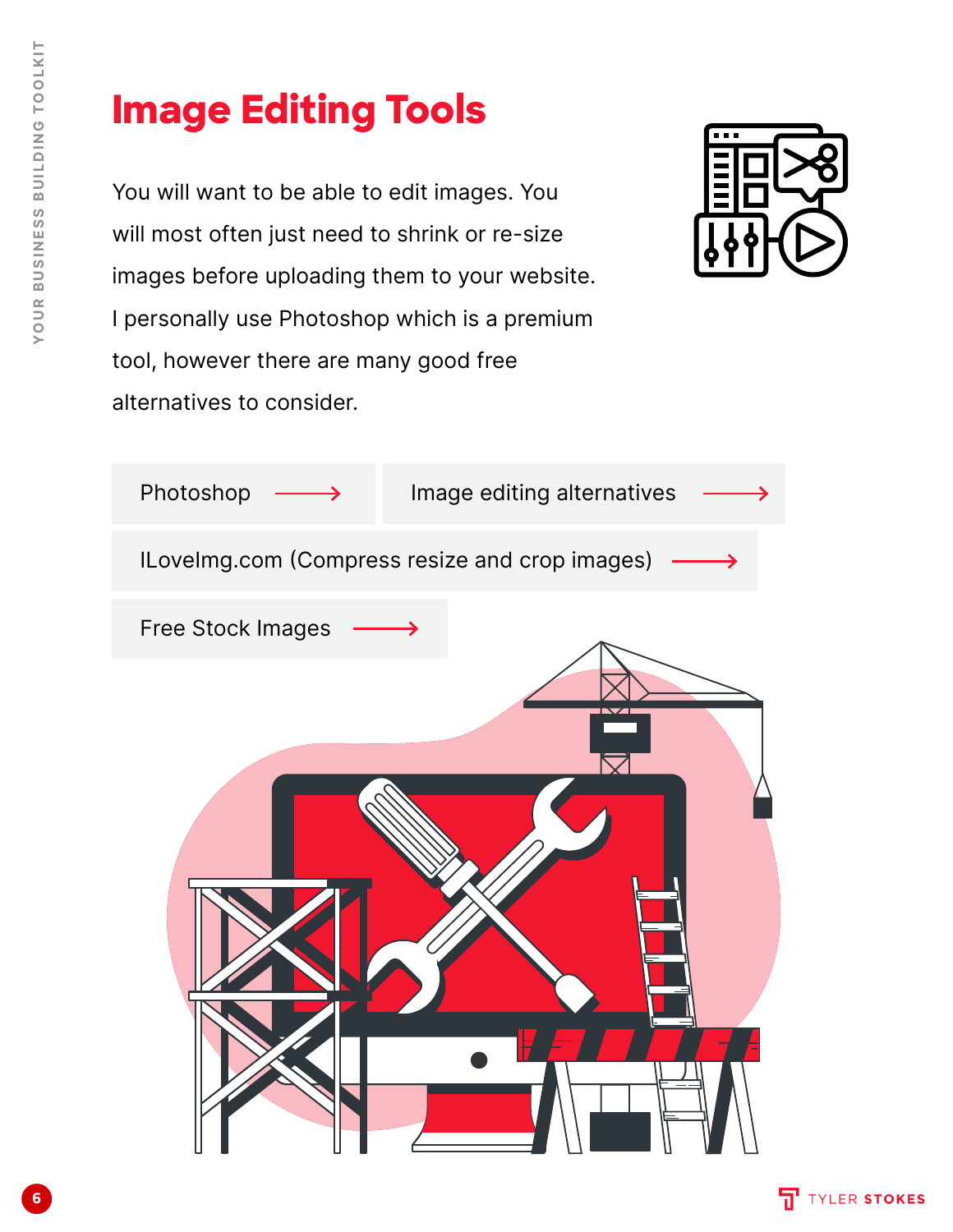# Image Editing Tools

You will want to be able to edit images. You will most often just need to shrink or re-size images before uploading them to your website. I personally use Photoshop which is a premium tool, however there are many good free alternatives to consider.

- Photoshop →
- Image editing alternatives →
- ILoveImg.com (Compress resize and crop images) →
- Free Stock Images →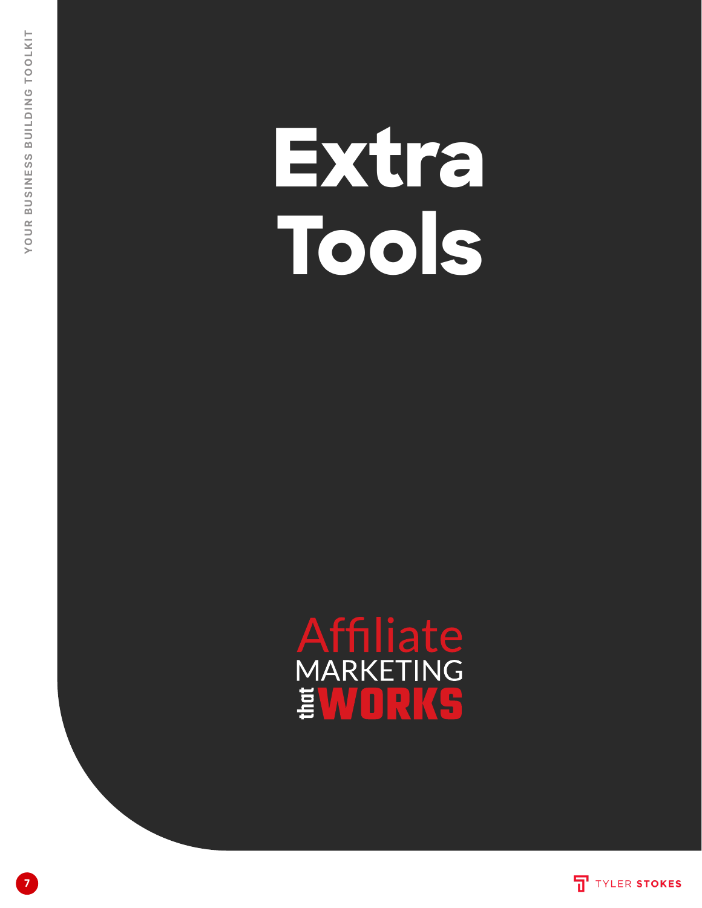# Extra Tools

Affiliate
MARKETING
that WORKS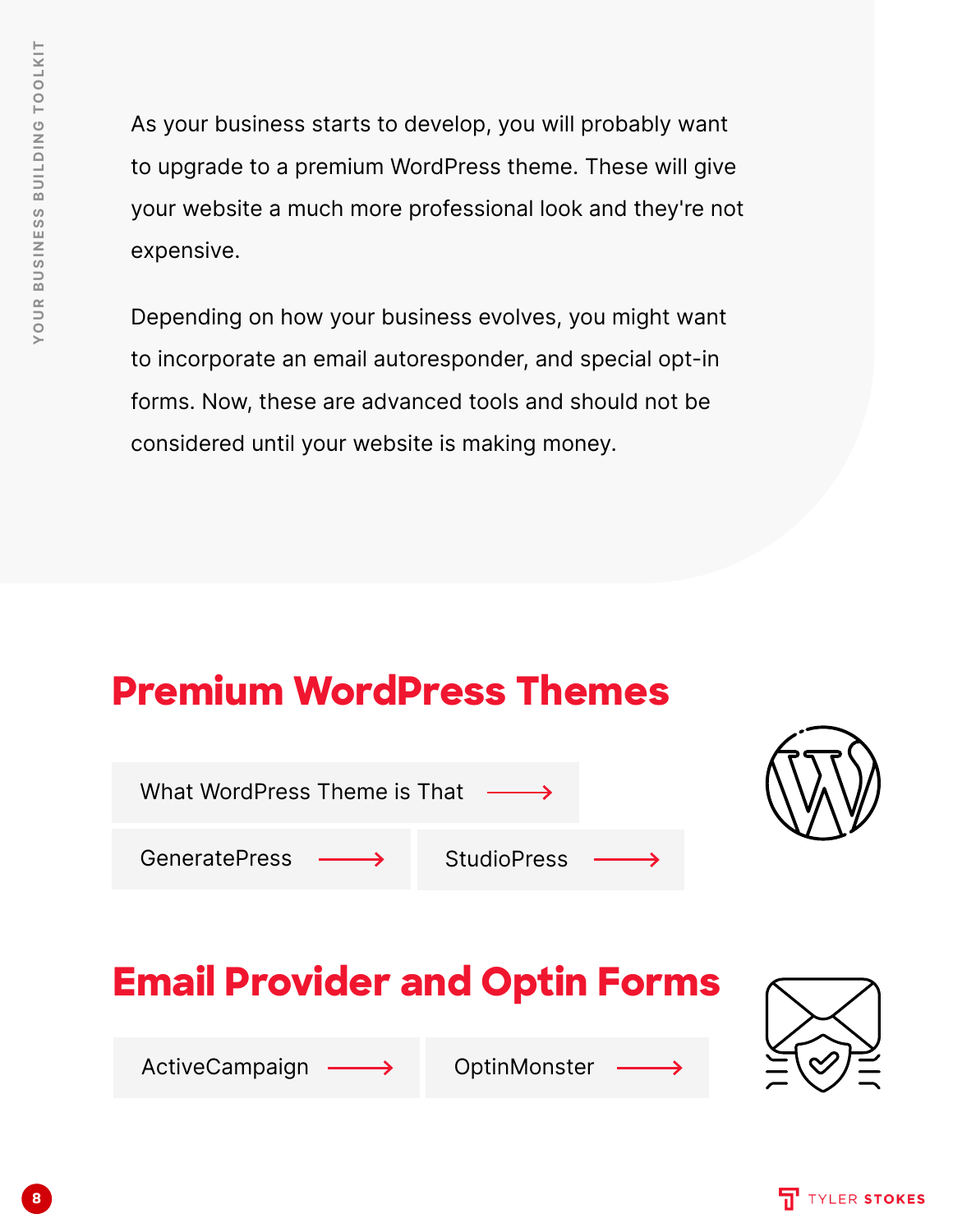As your business starts to develop, you will probably want to upgrade to a premium WordPress theme. These will give your website a much more professional look and they're not expensive.

Depending on how your business evolves, you might want to incorporate an email autoresponder, and special opt-in forms. Now, these are advanced tools and should not be considered until your website is making money.

## Premium WordPress Themes

- What WordPress Theme is That →
- GeneratePress →
- StudioPress →

## Email Provider and Optin Forms

- ActiveCampaign →
- OptinMonster →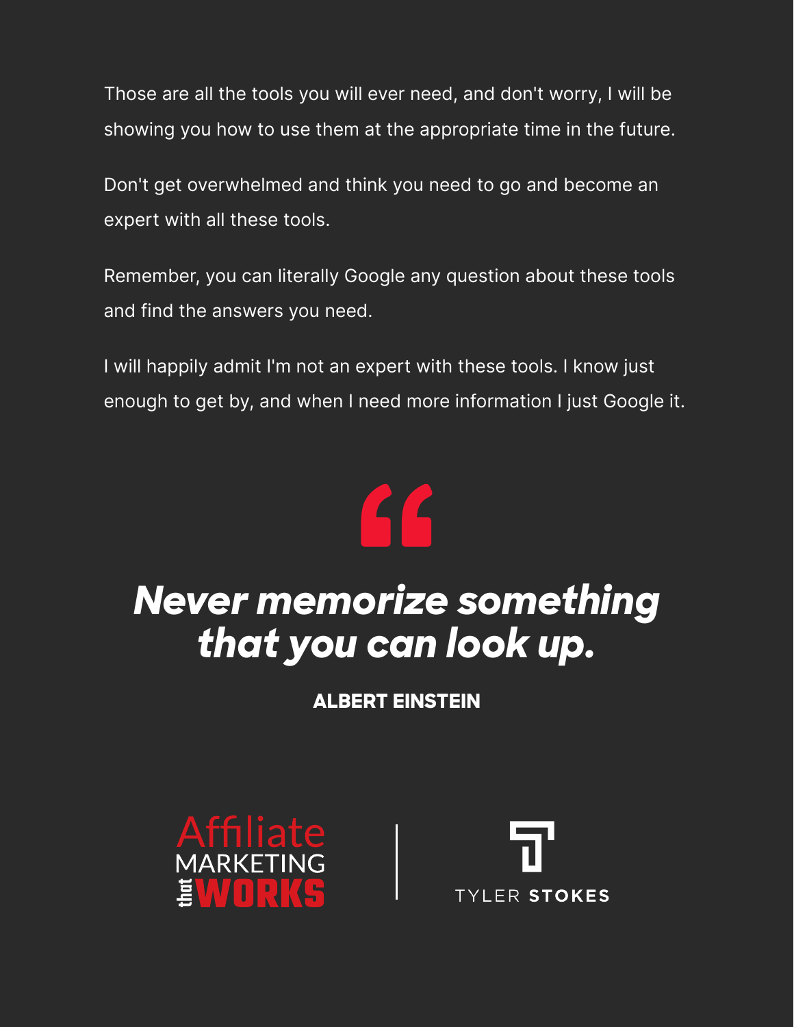Those are all the tools you will ever need, and don't worry, I will be showing you how to use them at the appropriate time in the future.

Don't get overwhelmed and think you need to go and become an expert with all these tools.

Remember, you can literally Google any question about these tools and find the answers you need.

I will happily admit I'm not an expert with these tools. I know just enough to get by, and when I need more information I just Google it.

> ***Never memorize something that you can look up.***
>
> **ALBERT EINSTEIN**

Affiliate MARKETING that WORKS | TYLER STOKES